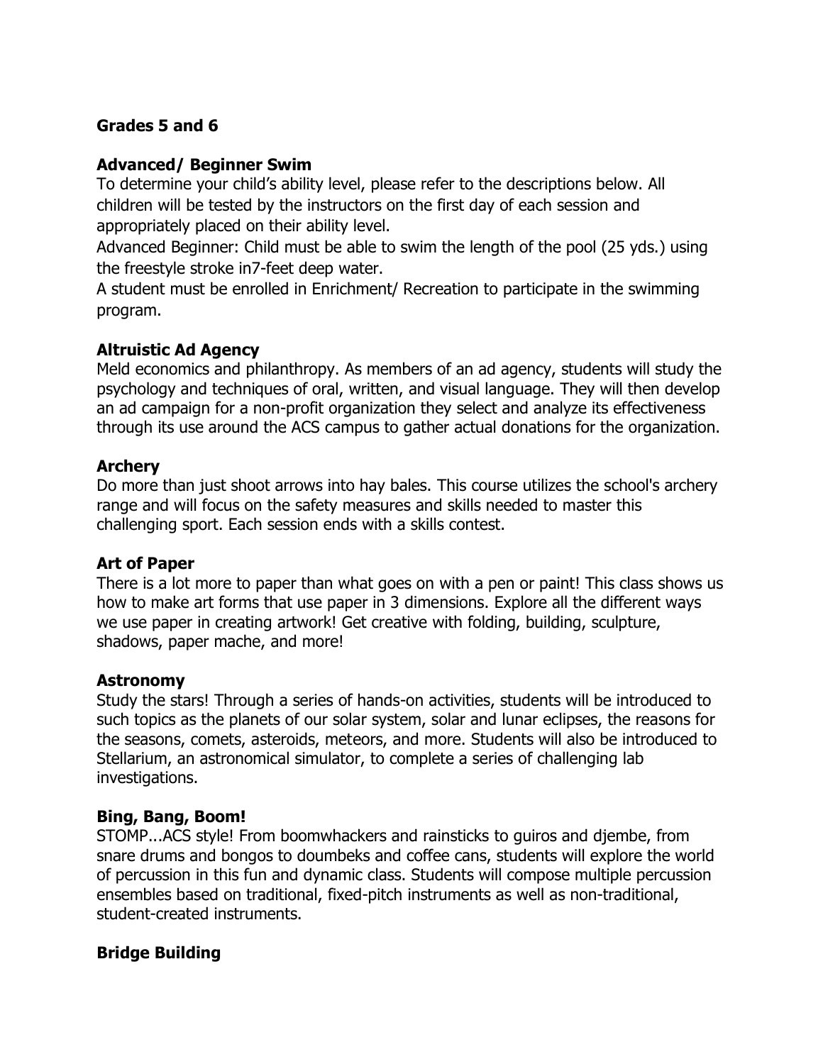## Grades 5 and 6

### Advanced/ Beginner Swim

To determine your child's ability level, please refer to the descriptions below. All children will be tested by the instructors on the first day of each session and appropriately placed on their ability level.

Advanced Beginner: Child must be able to swim the length of the pool (25 yds.) using the freestyle stroke in7-feet deep water.

A student must be enrolled in Enrichment/ Recreation to participate in the swimming program.

### Altruistic Ad Agency

Meld economics and philanthropy. As members of an ad agency, students will study the psychology and techniques of oral, written, and visual language. They will then develop an ad campaign for a non-profit organization they select and analyze its effectiveness through its use around the ACS campus to gather actual donations for the organization.

### Archery

Do more than just shoot arrows into hay bales. This course utilizes the school's archery range and will focus on the safety measures and skills needed to master this challenging sport. Each session ends with a skills contest.

### Art of Paper

There is a lot more to paper than what goes on with a pen or paint! This class shows us how to make art forms that use paper in 3 dimensions. Explore all the different ways we use paper in creating artwork! Get creative with folding, building, sculpture, shadows, paper mache, and more!

### Astronomy

Study the stars! Through a series of hands-on activities, students will be introduced to such topics as the planets of our solar system, solar and lunar eclipses, the reasons for the seasons, comets, asteroids, meteors, and more. Students will also be introduced to Stellarium, an astronomical simulator, to complete a series of challenging lab investigations.

### Bing, Bang, Boom!

STOMP...ACS style! From boomwhackers and rainsticks to guiros and djembe, from snare drums and bongos to doumbeks and coffee cans, students will explore the world of percussion in this fun and dynamic class. Students will compose multiple percussion ensembles based on traditional, fixed-pitch instruments as well as non-traditional, student-created instruments.

### Bridge Building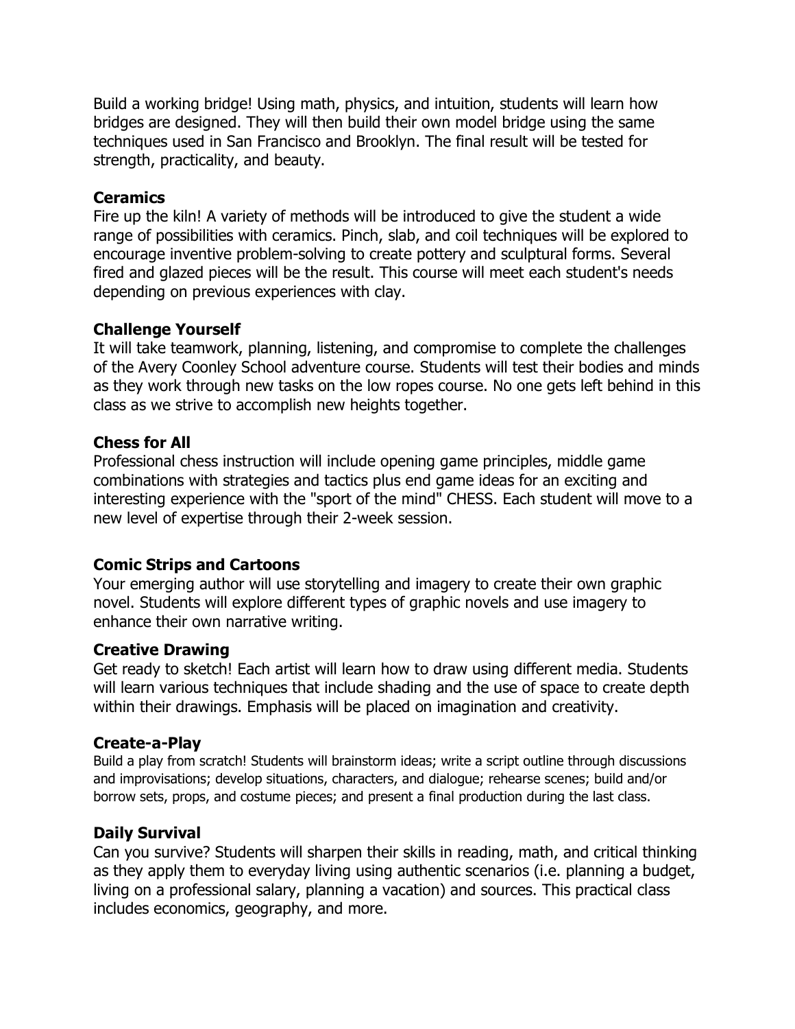Build a working bridge! Using math, physics, and intuition, students will learn how bridges are designed. They will then build their own model bridge using the same techniques used in San Francisco and Brooklyn. The final result will be tested for strength, practicality, and beauty.

**Ceramics**

Fire up the kiln! A variety of methods will be introduced to give the student a wide range of possibilities with ceramics. Pinch, slab, and coil techniques will be explored to encourage inventive problem-solving to create pottery and sculptural forms. Several fired and glazed pieces will be the result. This course will meet each student's needs depending on previous experiences with clay.

**Challenge Yourself**

It will take teamwork, planning, listening, and compromise to complete the challenges of the Avery Coonley School adventure course. Students will test their bodies and minds as they work through new tasks on the low ropes course. No one gets left behind in this class as we strive to accomplish new heights together.

**Chess for All**

Professional chess instruction will include opening game principles, middle game combinations with strategies and tactics plus end game ideas for an exciting and interesting experience with the "sport of the mind" CHESS. Each student will move to a new level of expertise through their 2-week session.

**Comic Strips and Cartoons**

Your emerging author will use storytelling and imagery to create their own graphic novel. Students will explore different types of graphic novels and use imagery to enhance their own narrative writing.

**Creative Drawing**

Get ready to sketch! Each artist will learn how to draw using different media. Students will learn various techniques that include shading and the use of space to create depth within their drawings. Emphasis will be placed on imagination and creativity.

**Create-a-Play**

Build a play from scratch! Students will brainstorm ideas; write a script outline through discussions and improvisations; develop situations, characters, and dialogue; rehearse scenes; build and/or borrow sets, props, and costume pieces; and present a final production during the last class.

**Daily Survival**

Can you survive? Students will sharpen their skills in reading, math, and critical thinking as they apply them to everyday living using authentic scenarios (i.e. planning a budget, living on a professional salary, planning a vacation) and sources. This practical class includes economics, geography, and more.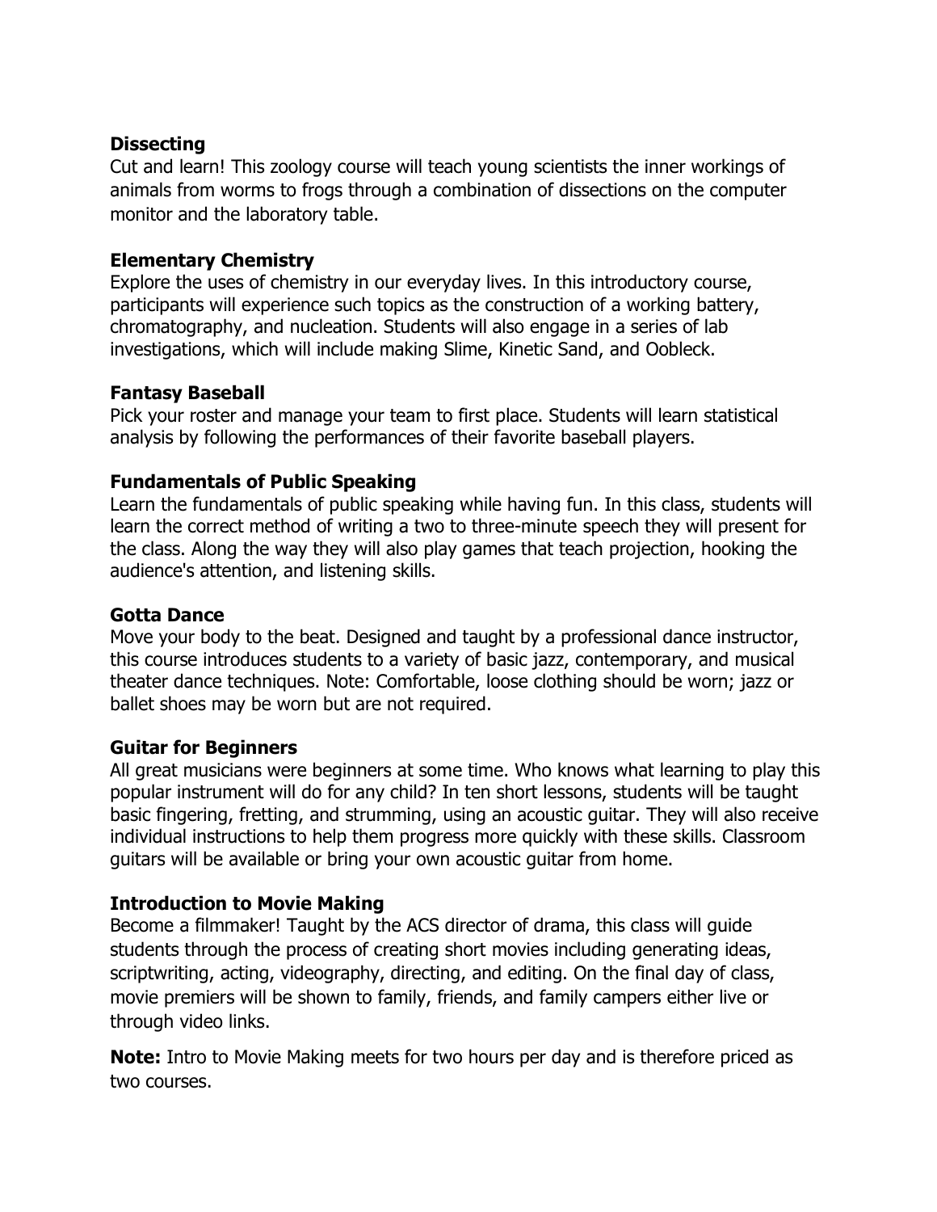**Dissecting**
Cut and learn! This zoology course will teach young scientists the inner workings of animals from worms to frogs through a combination of dissections on the computer monitor and the laboratory table.

**Elementary Chemistry**
Explore the uses of chemistry in our everyday lives. In this introductory course, participants will experience such topics as the construction of a working battery, chromatography, and nucleation. Students will also engage in a series of lab investigations, which will include making Slime, Kinetic Sand, and Oobleck.

**Fantasy Baseball**
Pick your roster and manage your team to first place. Students will learn statistical analysis by following the performances of their favorite baseball players.

**Fundamentals of Public Speaking**
Learn the fundamentals of public speaking while having fun. In this class, students will learn the correct method of writing a two to three-minute speech they will present for the class. Along the way they will also play games that teach projection, hooking the audience's attention, and listening skills.

**Gotta Dance**
Move your body to the beat. Designed and taught by a professional dance instructor, this course introduces students to a variety of basic jazz, contemporary, and musical theater dance techniques. Note: Comfortable, loose clothing should be worn; jazz or ballet shoes may be worn but are not required.

**Guitar for Beginners**
All great musicians were beginners at some time. Who knows what learning to play this popular instrument will do for any child? In ten short lessons, students will be taught basic fingering, fretting, and strumming, using an acoustic guitar. They will also receive individual instructions to help them progress more quickly with these skills. Classroom guitars will be available or bring your own acoustic guitar from home.

**Introduction to Movie Making**
Become a filmmaker! Taught by the ACS director of drama, this class will guide students through the process of creating short movies including generating ideas, scriptwriting, acting, videography, directing, and editing. On the final day of class, movie premiers will be shown to family, friends, and family campers either live or through video links.

**Note:** Intro to Movie Making meets for two hours per day and is therefore priced as two courses.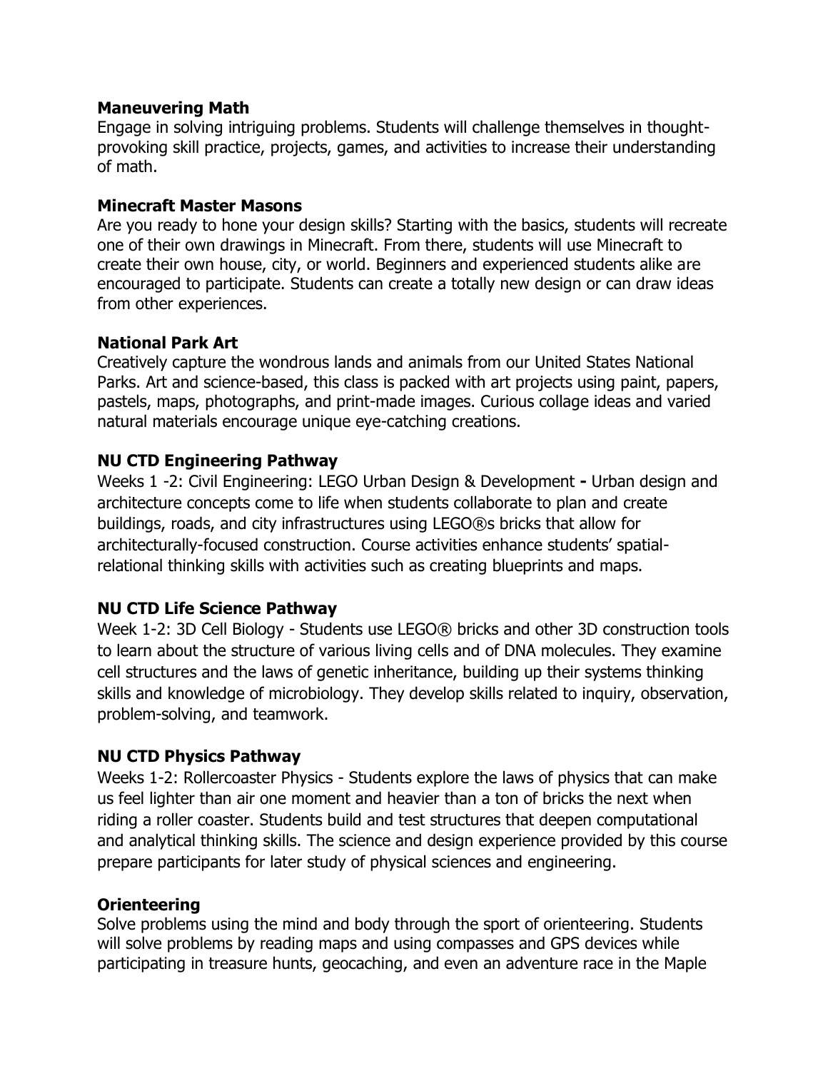**Maneuvering Math**

Engage in solving intriguing problems. Students will challenge themselves in thought-provoking skill practice, projects, games, and activities to increase their understanding of math.

**Minecraft Master Masons**

Are you ready to hone your design skills? Starting with the basics, students will recreate one of their own drawings in Minecraft. From there, students will use Minecraft to create their own house, city, or world. Beginners and experienced students alike are encouraged to participate. Students can create a totally new design or can draw ideas from other experiences.

**National Park Art**

Creatively capture the wondrous lands and animals from our United States National Parks. Art and science-based, this class is packed with art projects using paint, papers, pastels, maps, photographs, and print-made images. Curious collage ideas and varied natural materials encourage unique eye-catching creations.

**NU CTD Engineering Pathway**

Weeks 1 -2: Civil Engineering: LEGO Urban Design & Development **-** Urban design and architecture concepts come to life when students collaborate to plan and create buildings, roads, and city infrastructures using LEGO®s bricks that allow for architecturally-focused construction. Course activities enhance students' spatial-relational thinking skills with activities such as creating blueprints and maps.

**NU CTD Life Science Pathway**

Week 1-2: 3D Cell Biology - Students use LEGO® bricks and other 3D construction tools to learn about the structure of various living cells and of DNA molecules. They examine cell structures and the laws of genetic inheritance, building up their systems thinking skills and knowledge of microbiology. They develop skills related to inquiry, observation, problem-solving, and teamwork.

**NU CTD Physics Pathway**

Weeks 1-2: Rollercoaster Physics - Students explore the laws of physics that can make us feel lighter than air one moment and heavier than a ton of bricks the next when riding a roller coaster. Students build and test structures that deepen computational and analytical thinking skills. The science and design experience provided by this course prepare participants for later study of physical sciences and engineering.

**Orienteering**

Solve problems using the mind and body through the sport of orienteering. Students will solve problems by reading maps and using compasses and GPS devices while participating in treasure hunts, geocaching, and even an adventure race in the Maple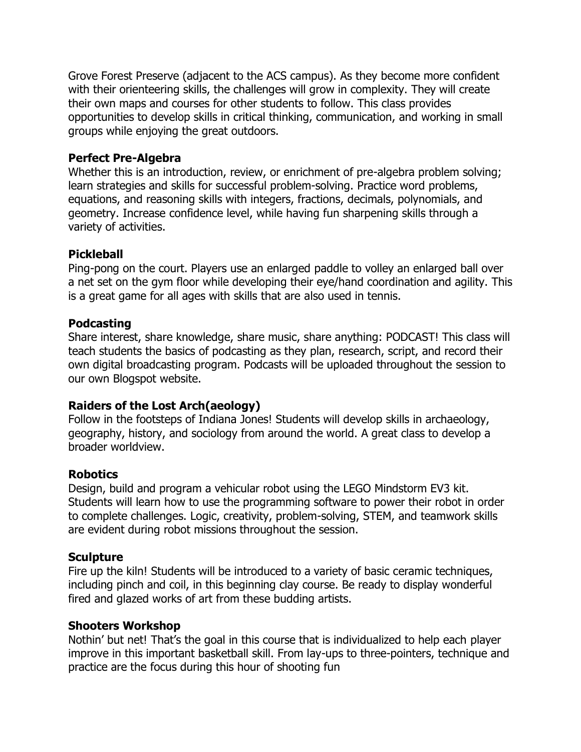Grove Forest Preserve (adjacent to the ACS campus). As they become more confident with their orienteering skills, the challenges will grow in complexity. They will create their own maps and courses for other students to follow. This class provides opportunities to develop skills in critical thinking, communication, and working in small groups while enjoying the great outdoors.

**Perfect Pre-Algebra**

Whether this is an introduction, review, or enrichment of pre-algebra problem solving; learn strategies and skills for successful problem-solving. Practice word problems, equations, and reasoning skills with integers, fractions, decimals, polynomials, and geometry. Increase confidence level, while having fun sharpening skills through a variety of activities.

**Pickleball**

Ping-pong on the court. Players use an enlarged paddle to volley an enlarged ball over a net set on the gym floor while developing their eye/hand coordination and agility. This is a great game for all ages with skills that are also used in tennis.

**Podcasting**

Share interest, share knowledge, share music, share anything: PODCAST! This class will teach students the basics of podcasting as they plan, research, script, and record their own digital broadcasting program. Podcasts will be uploaded throughout the session to our own Blogspot website.

**Raiders of the Lost Arch(aeology)**

Follow in the footsteps of Indiana Jones! Students will develop skills in archaeology, geography, history, and sociology from around the world. A great class to develop a broader worldview.

**Robotics**

Design, build and program a vehicular robot using the LEGO Mindstorm EV3 kit. Students will learn how to use the programming software to power their robot in order to complete challenges. Logic, creativity, problem-solving, STEM, and teamwork skills are evident during robot missions throughout the session.

**Sculpture**

Fire up the kiln! Students will be introduced to a variety of basic ceramic techniques, including pinch and coil, in this beginning clay course. Be ready to display wonderful fired and glazed works of art from these budding artists.

**Shooters Workshop**

Nothin' but net! That's the goal in this course that is individualized to help each player improve in this important basketball skill. From lay-ups to three-pointers, technique and practice are the focus during this hour of shooting fun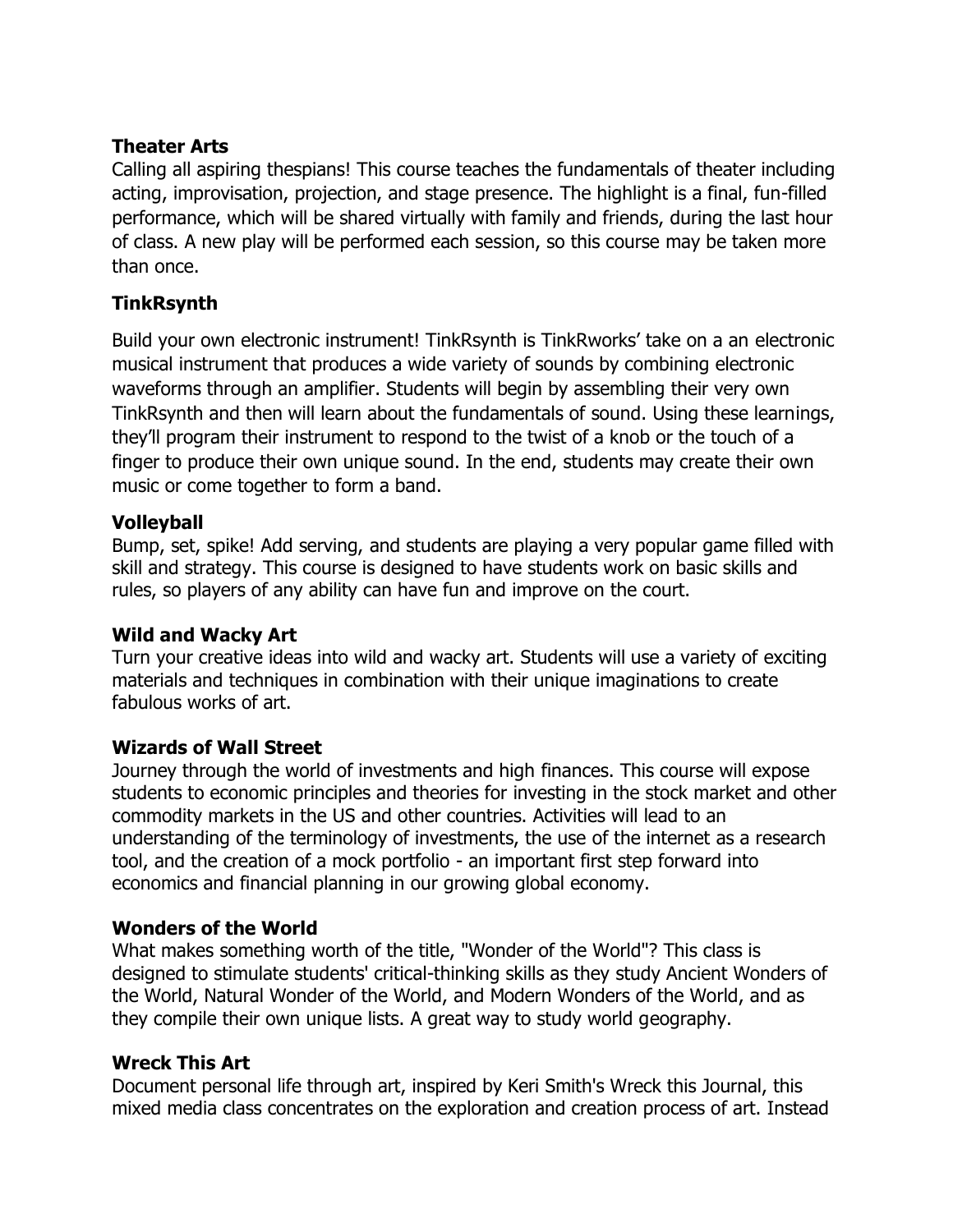**Theater Arts**

Calling all aspiring thespians! This course teaches the fundamentals of theater including acting, improvisation, projection, and stage presence. The highlight is a final, fun-filled performance, which will be shared virtually with family and friends, during the last hour of class. A new play will be performed each session, so this course may be taken more than once.

**TinkRsynth**

Build your own electronic instrument! TinkRsynth is TinkRworks' take on a an electronic musical instrument that produces a wide variety of sounds by combining electronic waveforms through an amplifier. Students will begin by assembling their very own TinkRsynth and then will learn about the fundamentals of sound. Using these learnings, they'll program their instrument to respond to the twist of a knob or the touch of a finger to produce their own unique sound. In the end, students may create their own music or come together to form a band.

**Volleyball**

Bump, set, spike! Add serving, and students are playing a very popular game filled with skill and strategy. This course is designed to have students work on basic skills and rules, so players of any ability can have fun and improve on the court.

**Wild and Wacky Art**

Turn your creative ideas into wild and wacky art. Students will use a variety of exciting materials and techniques in combination with their unique imaginations to create fabulous works of art.

**Wizards of Wall Street**

Journey through the world of investments and high finances. This course will expose students to economic principles and theories for investing in the stock market and other commodity markets in the US and other countries. Activities will lead to an understanding of the terminology of investments, the use of the internet as a research tool, and the creation of a mock portfolio - an important first step forward into economics and financial planning in our growing global economy.

**Wonders of the World**

What makes something worth of the title, "Wonder of the World"? This class is designed to stimulate students' critical-thinking skills as they study Ancient Wonders of the World, Natural Wonder of the World, and Modern Wonders of the World, and as they compile their own unique lists. A great way to study world geography.

**Wreck This Art**

Document personal life through art, inspired by Keri Smith's Wreck this Journal, this mixed media class concentrates on the exploration and creation process of art. Instead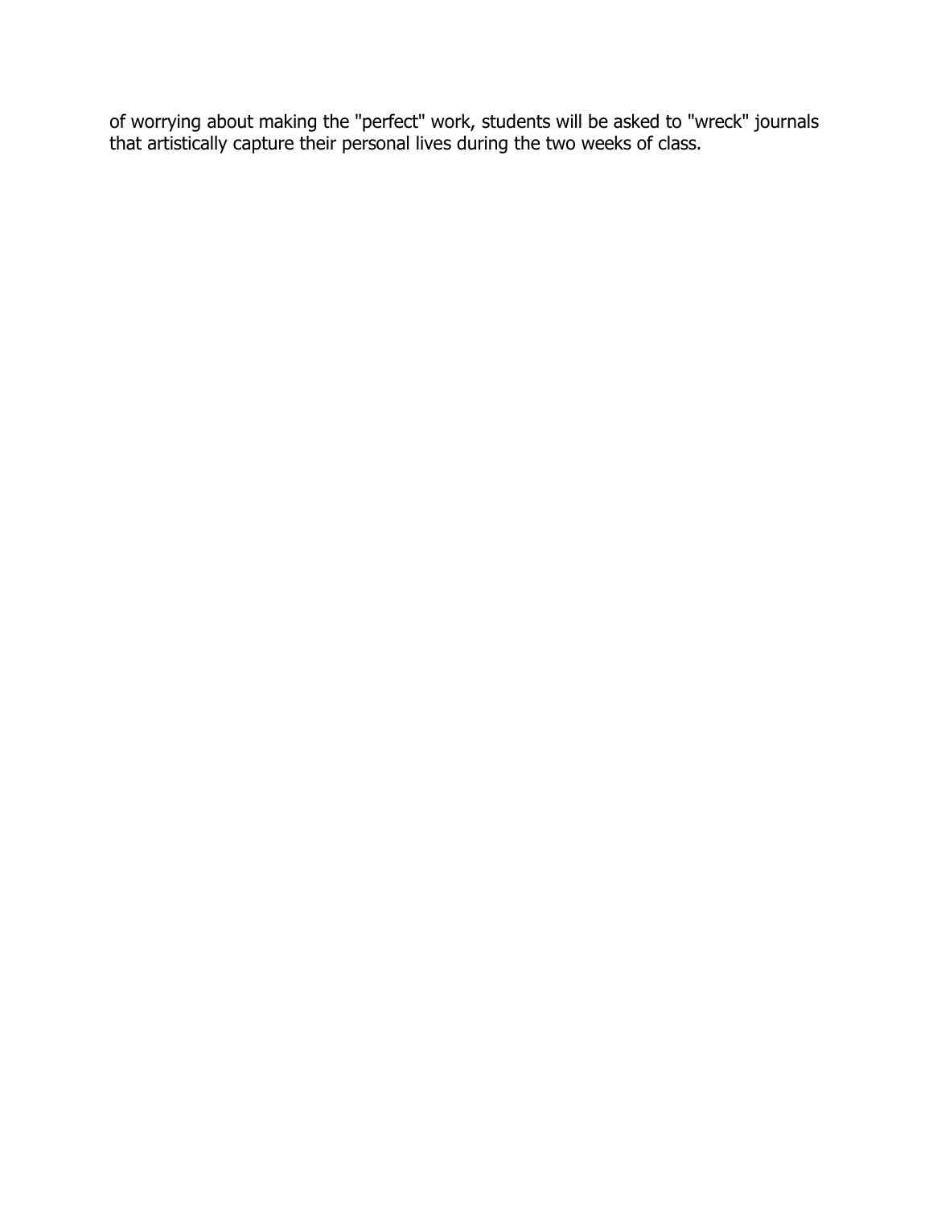of worrying about making the "perfect" work, students will be asked to "wreck" journals that artistically capture their personal lives during the two weeks of class.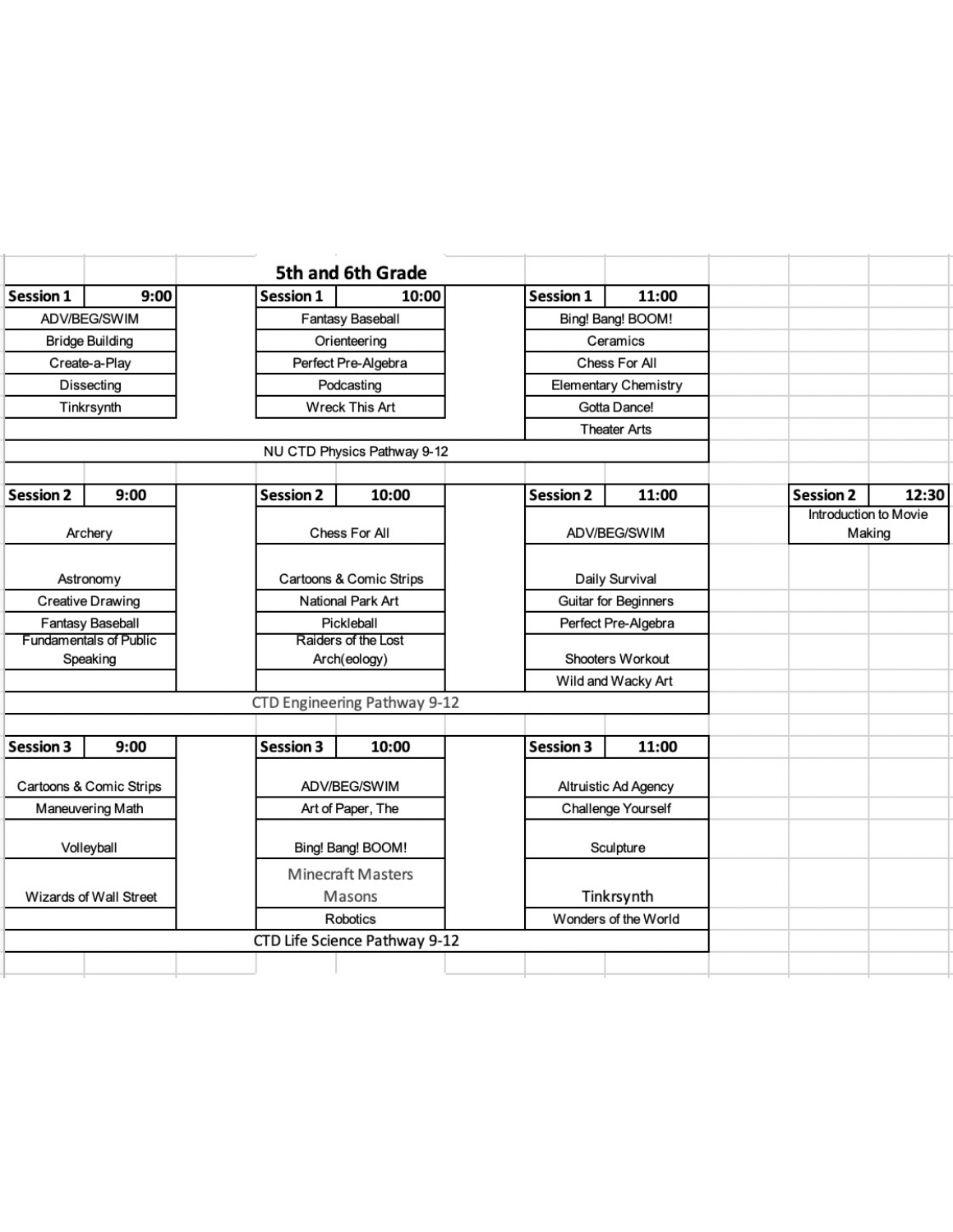# 5th and 6th Grade

| Session 1 9:00 | Session 1 10:00 | Session 1 11:00 |
|---|---|---|
| ADV/BEG/SWIM | Fantasy Baseball | Bing! Bang! BOOM! |
| Bridge Building | Orienteering | Ceramics |
| Create-a-Play | Perfect Pre-Algebra | Chess For All |
| Dissecting | Podcasting | Elementary Chemistry |
| Tinkrsynth | Wreck This Art | Gotta Dance! |
| | | Theater Arts |

NU CTD Physics Pathway 9-12

| Session 2 9:00 | Session 2 10:00 | Session 2 11:00 | Session 2 12:30 |
|---|---|---|---|
| Archery | Chess For All | ADV/BEG/SWIM | Introduction to Movie Making |
| Astronomy | Cartoons & Comic Strips | Daily Survival | |
| Creative Drawing | National Park Art | Guitar for Beginners | |
| Fantasy Baseball | Pickleball | Perfect Pre-Algebra | |
| Fundamentals of Public Speaking | Raiders of the Lost Arch(eology) | Shooters Workout | |
| | | Wild and Wacky Art | |

CTD Engineering Pathway 9-12

| Session 3 9:00 | Session 3 10:00 | Session 3 11:00 |
|---|---|---|
| Cartoons & Comic Strips | ADV/BEG/SWIM | Altruistic Ad Agency |
| Maneuvering Math | Art of Paper, The | Challenge Yourself |
| Volleyball | Bing! Bang! BOOM! | Sculpture |
| Wizards of Wall Street | Minecraft Masters Masons | Tinkrsynth |
| | Robotics | Wonders of the World |

CTD Life Science Pathway 9-12